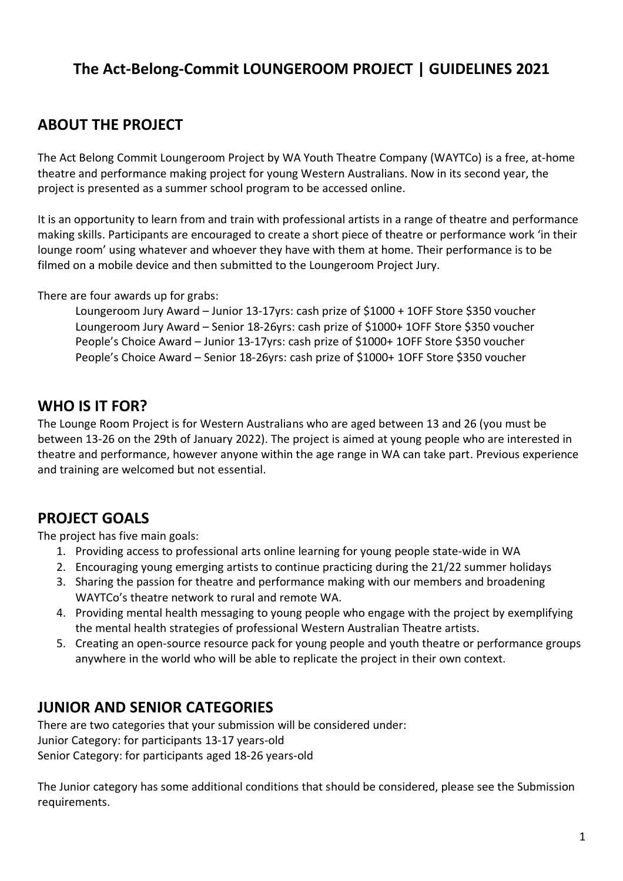# The Act-Belong-Commit LOUNGEROOM PROJECT | GUIDELINES 2021

## ABOUT THE PROJECT

The Act Belong Commit Loungeroom Project by WA Youth Theatre Company (WAYTCo) is a free, at-home theatre and performance making project for young Western Australians. Now in its second year, the project is presented as a summer school program to be accessed online.

It is an opportunity to learn from and train with professional artists in a range of theatre and performance making skills. Participants are encouraged to create a short piece of theatre or performance work 'in their lounge room' using whatever and whoever they have with them at home. Their performance is to be filmed on a mobile device and then submitted to the Loungeroom Project Jury.

There are four awards up for grabs:

Loungeroom Jury Award – Junior 13-17yrs: cash prize of $1000 + 1OFF Store $350 voucher
Loungeroom Jury Award – Senior 18-26yrs: cash prize of $1000+ 1OFF Store $350 voucher
People's Choice Award – Junior 13-17yrs: cash prize of $1000+ 1OFF Store $350 voucher
People's Choice Award – Senior 18-26yrs: cash prize of $1000+ 1OFF Store $350 voucher

## WHO IS IT FOR?

The Lounge Room Project is for Western Australians who are aged between 13 and 26 (you must be between 13-26 on the 29th of January 2022). The project is aimed at young people who are interested in theatre and performance, however anyone within the age range in WA can take part. Previous experience and training are welcomed but not essential.

## PROJECT GOALS

The project has five main goals:

1. Providing access to professional arts online learning for young people state-wide in WA
2. Encouraging young emerging artists to continue practicing during the 21/22 summer holidays
3. Sharing the passion for theatre and performance making with our members and broadening WAYTCo's theatre network to rural and remote WA.
4. Providing mental health messaging to young people who engage with the project by exemplifying the mental health strategies of professional Western Australian Theatre artists.
5. Creating an open-source resource pack for young people and youth theatre or performance groups anywhere in the world who will be able to replicate the project in their own context.

## JUNIOR AND SENIOR CATEGORIES

There are two categories that your submission will be considered under:
Junior Category: for participants 13-17 years-old
Senior Category: for participants aged 18-26 years-old

The Junior category has some additional conditions that should be considered, please see the Submission requirements.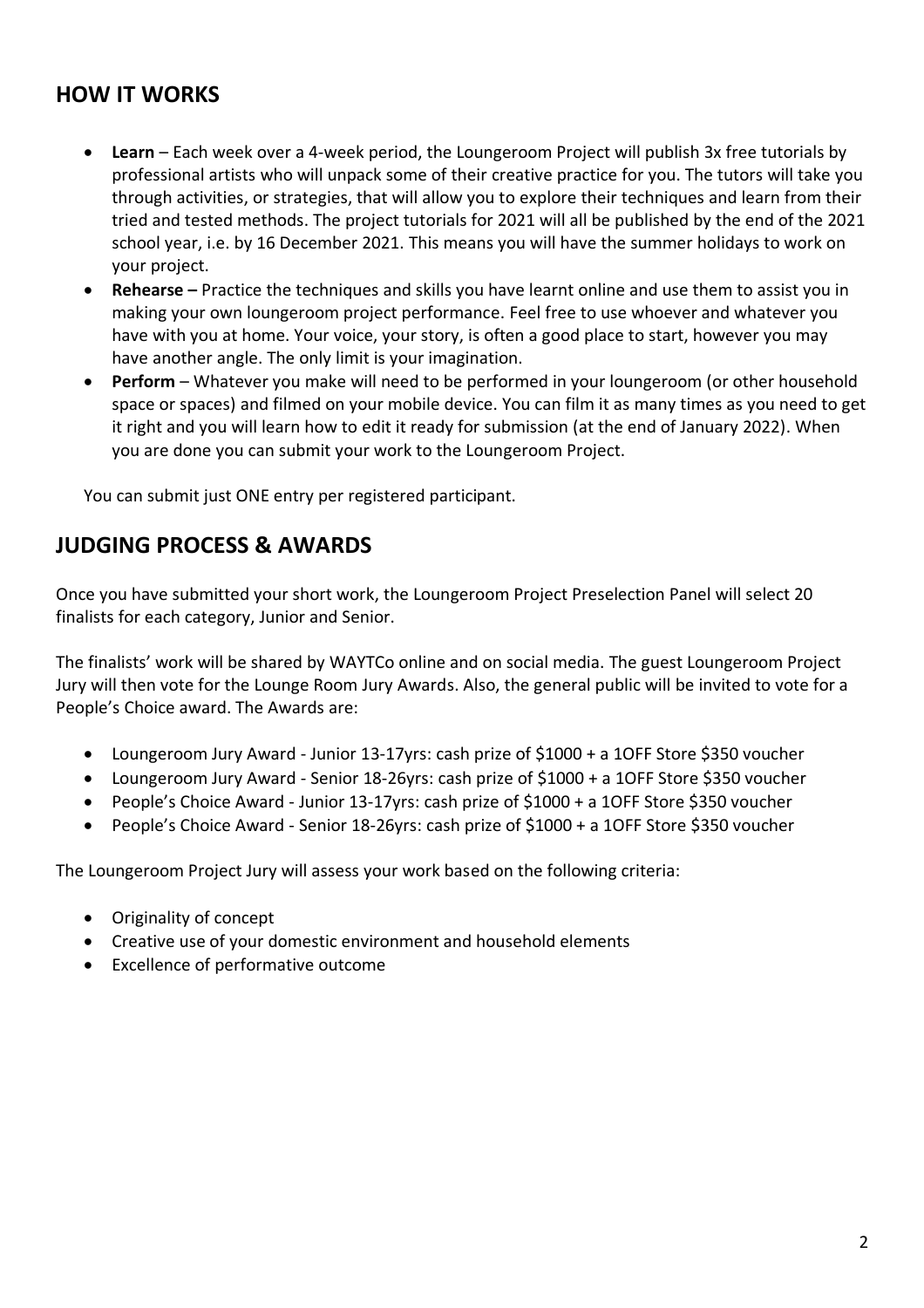## HOW IT WORKS

- **Learn** – Each week over a 4-week period, the Loungeroom Project will publish 3x free tutorials by professional artists who will unpack some of their creative practice for you. The tutors will take you through activities, or strategies, that will allow you to explore their techniques and learn from their tried and tested methods. The project tutorials for 2021 will all be published by the end of the 2021 school year, i.e. by 16 December 2021. This means you will have the summer holidays to work on your project.
- **Rehearse –** Practice the techniques and skills you have learnt online and use them to assist you in making your own loungeroom project performance. Feel free to use whoever and whatever you have with you at home. Your voice, your story, is often a good place to start, however you may have another angle. The only limit is your imagination.
- **Perform** – Whatever you make will need to be performed in your loungeroom (or other household space or spaces) and filmed on your mobile device. You can film it as many times as you need to get it right and you will learn how to edit it ready for submission (at the end of January 2022). When you are done you can submit your work to the Loungeroom Project.

You can submit just ONE entry per registered participant.

## JUDGING PROCESS & AWARDS

Once you have submitted your short work, the Loungeroom Project Preselection Panel will select 20 finalists for each category, Junior and Senior.

The finalists' work will be shared by WAYTCo online and on social media. The guest Loungeroom Project Jury will then vote for the Lounge Room Jury Awards. Also, the general public will be invited to vote for a People's Choice award. The Awards are:

- Loungeroom Jury Award - Junior 13-17yrs: cash prize of $1000 + a 1OFF Store $350 voucher
- Loungeroom Jury Award - Senior 18-26yrs: cash prize of $1000 + a 1OFF Store $350 voucher
- People's Choice Award - Junior 13-17yrs: cash prize of $1000 + a 1OFF Store $350 voucher
- People's Choice Award - Senior 18-26yrs: cash prize of $1000 + a 1OFF Store $350 voucher

The Loungeroom Project Jury will assess your work based on the following criteria:

- Originality of concept
- Creative use of your domestic environment and household elements
- Excellence of performative outcome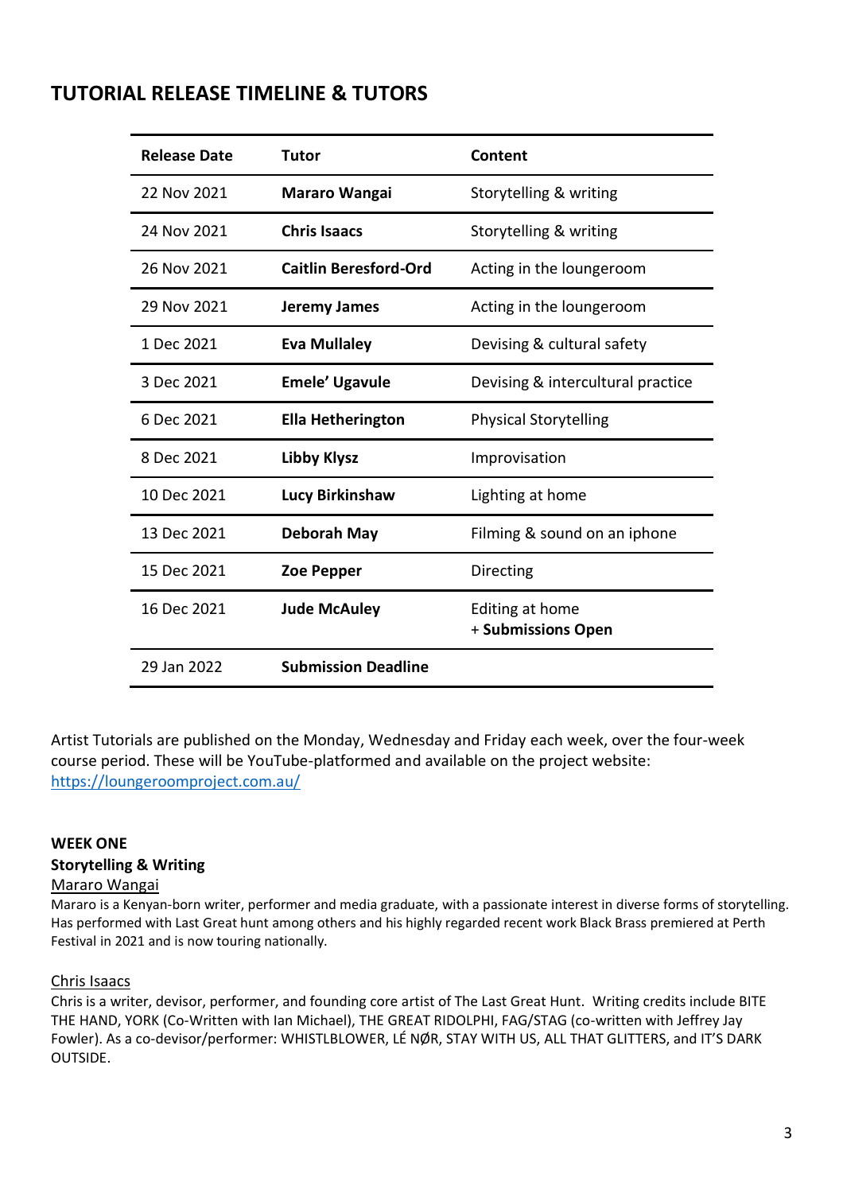## TUTORIAL RELEASE TIMELINE & TUTORS

| Release Date | Tutor | Content |
|---|---|---|
| 22 Nov 2021 | **Mararo Wangai** | Storytelling & writing |
| 24 Nov 2021 | **Chris Isaacs** | Storytelling & writing |
| 26 Nov 2021 | **Caitlin Beresford-Ord** | Acting in the loungeroom |
| 29 Nov 2021 | **Jeremy James** | Acting in the loungeroom |
| 1 Dec 2021 | **Eva Mullaley** | Devising & cultural safety |
| 3 Dec 2021 | **Emele' Ugavule** | Devising & intercultural practice |
| 6 Dec 2021 | **Ella Hetherington** | Physical Storytelling |
| 8 Dec 2021 | **Libby Klysz** | Improvisation |
| 10 Dec 2021 | **Lucy Birkinshaw** | Lighting at home |
| 13 Dec 2021 | **Deborah May** | Filming & sound on an iphone |
| 15 Dec 2021 | **Zoe Pepper** | Directing |
| 16 Dec 2021 | **Jude McAuley** | Editing at home + **Submissions Open** |
| 29 Jan 2022 | **Submission Deadline** | |

Artist Tutorials are published on the Monday, Wednesday and Friday each week, over the four-week course period. These will be YouTube-platformed and available on the project website: https://loungeroomproject.com.au/

**WEEK ONE**
**Storytelling & Writing**

Mararo Wangai

Mararo is a Kenyan-born writer, performer and media graduate, with a passionate interest in diverse forms of storytelling. Has performed with Last Great hunt among others and his highly regarded recent work Black Brass premiered at Perth Festival in 2021 and is now touring nationally.

Chris Isaacs

Chris is a writer, devisor, performer, and founding core artist of The Last Great Hunt. Writing credits include BITE THE HAND, YORK (Co-Written with Ian Michael), THE GREAT RIDOLPHI, FAG/STAG (co-written with Jeffrey Jay Fowler). As a co-devisor/performer: WHISTLBLOWER, LÉ NØR, STAY WITH US, ALL THAT GLITTERS, and IT'S DARK OUTSIDE.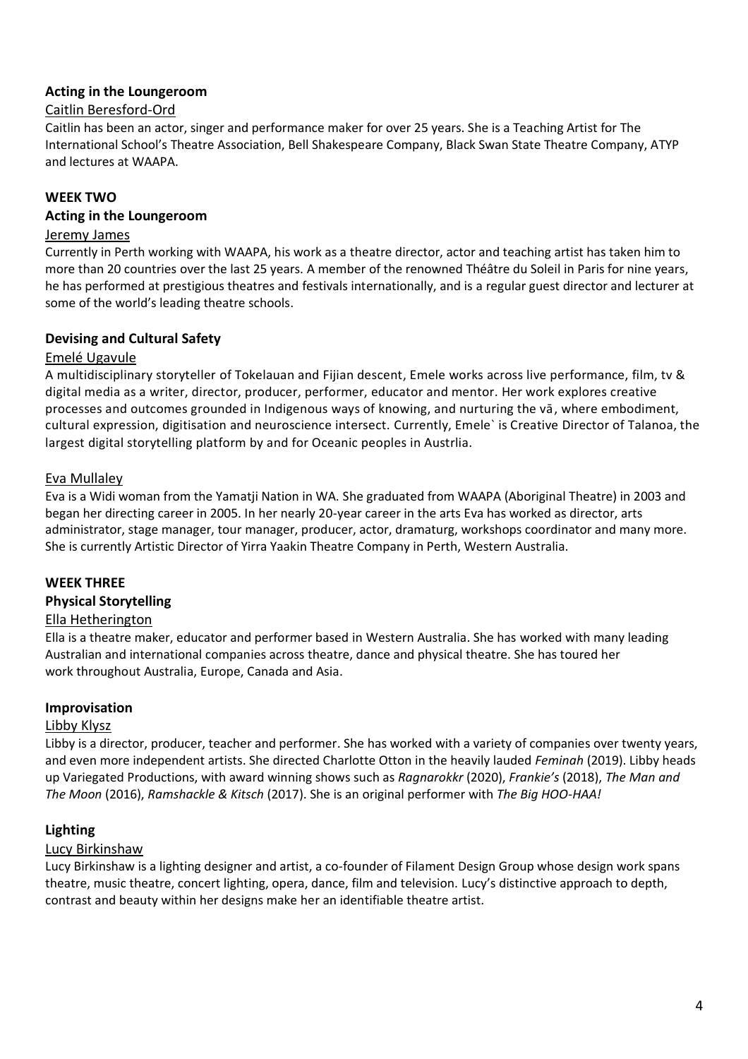### Acting in the Loungeroom

Caitlin Beresford-Ord

Caitlin has been an actor, singer and performance maker for over 25 years. She is a Teaching Artist for The International School's Theatre Association, Bell Shakespeare Company, Black Swan State Theatre Company, ATYP and lectures at WAAPA.

## WEEK TWO

### Acting in the Loungeroom

Jeremy James

Currently in Perth working with WAAPA, his work as a theatre director, actor and teaching artist has taken him to more than 20 countries over the last 25 years. A member of the renowned Théâtre du Soleil in Paris for nine years, he has performed at prestigious theatres and festivals internationally, and is a regular guest director and lecturer at some of the world's leading theatre schools.

### Devising and Cultural Safety

Emelé Ugavule

A multidisciplinary storyteller of Tokelauan and Fijian descent, Emele works across live performance, film, tv & digital media as a writer, director, producer, performer, educator and mentor. Her work explores creative processes and outcomes grounded in Indigenous ways of knowing, and nurturing the vā, where embodiment, cultural expression, digitisation and neuroscience intersect. Currently, Emele` is Creative Director of Talanoa, the largest digital storytelling platform by and for Oceanic peoples in Austrlia.

Eva Mullaley

Eva is a Widi woman from the Yamatji Nation in WA. She graduated from WAAPA (Aboriginal Theatre) in 2003 and began her directing career in 2005. In her nearly 20-year career in the arts Eva has worked as director, arts administrator, stage manager, tour manager, producer, actor, dramaturg, workshops coordinator and many more. She is currently Artistic Director of Yirra Yaakin Theatre Company in Perth, Western Australia.

## WEEK THREE

### Physical Storytelling

Ella Hetherington

Ella is a theatre maker, educator and performer based in Western Australia. She has worked with many leading Australian and international companies across theatre, dance and physical theatre. She has toured her work throughout Australia, Europe, Canada and Asia.

### Improvisation

Libby Klysz

Libby is a director, producer, teacher and performer. She has worked with a variety of companies over twenty years, and even more independent artists. She directed Charlotte Otton in the heavily lauded *Feminah* (2019). Libby heads up Variegated Productions, with award winning shows such as *Ragnarokkr* (2020), *Frankie's* (2018), *The Man and The Moon* (2016), *Ramshackle & Kitsch* (2017). She is an original performer with *The Big HOO-HAA!*

### Lighting

Lucy Birkinshaw

Lucy Birkinshaw is a lighting designer and artist, a co-founder of Filament Design Group whose design work spans theatre, music theatre, concert lighting, opera, dance, film and television. Lucy's distinctive approach to depth, contrast and beauty within her designs make her an identifiable theatre artist.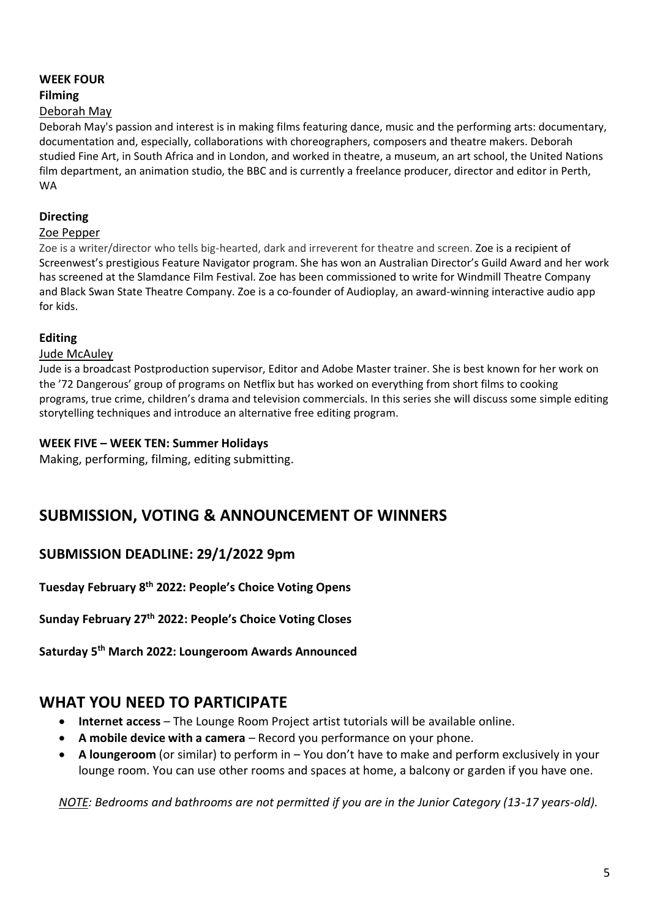**WEEK FOUR**

**Filming**

Deborah May

Deborah May's passion and interest is in making films featuring dance, music and the performing arts: documentary, documentation and, especially, collaborations with choreographers, composers and theatre makers. Deborah studied Fine Art, in South Africa and in London, and worked in theatre, a museum, an art school, the United Nations film department, an animation studio, the BBC and is currently a freelance producer, director and editor in Perth, WA

**Directing**

Zoe Pepper

Zoe is a writer/director who tells big-hearted, dark and irreverent for theatre and screen. Zoe is a recipient of Screenwest's prestigious Feature Navigator program. She has won an Australian Director's Guild Award and her work has screened at the Slamdance Film Festival. Zoe has been commissioned to write for Windmill Theatre Company and Black Swan State Theatre Company. Zoe is a co-founder of Audioplay, an award-winning interactive audio app for kids.

**Editing**

Jude McAuley

Jude is a broadcast Postproduction supervisor, Editor and Adobe Master trainer. She is best known for her work on the '72 Dangerous' group of programs on Netflix but has worked on everything from short films to cooking programs, true crime, children's drama and television commercials. In this series she will discuss some simple editing storytelling techniques and introduce an alternative free editing program.

**WEEK FIVE – WEEK TEN: Summer Holidays**

Making, performing, filming, editing submitting.

## SUBMISSION, VOTING & ANNOUNCEMENT OF WINNERS

### SUBMISSION DEADLINE: 29/1/2022 9pm

**Tuesday February 8th 2022: People's Choice Voting Opens**

**Sunday February 27th 2022: People's Choice Voting Closes**

**Saturday 5th March 2022: Loungeroom Awards Announced**

## WHAT YOU NEED TO PARTICIPATE

- **Internet access** – The Lounge Room Project artist tutorials will be available online.
- **A mobile device with a camera** – Record you performance on your phone.
- **A loungeroom** (or similar) to perform in – You don't have to make and perform exclusively in your lounge room. You can use other rooms and spaces at home, a balcony or garden if you have one.

*NOTE: Bedrooms and bathrooms are not permitted if you are in the Junior Category (13-17 years-old).*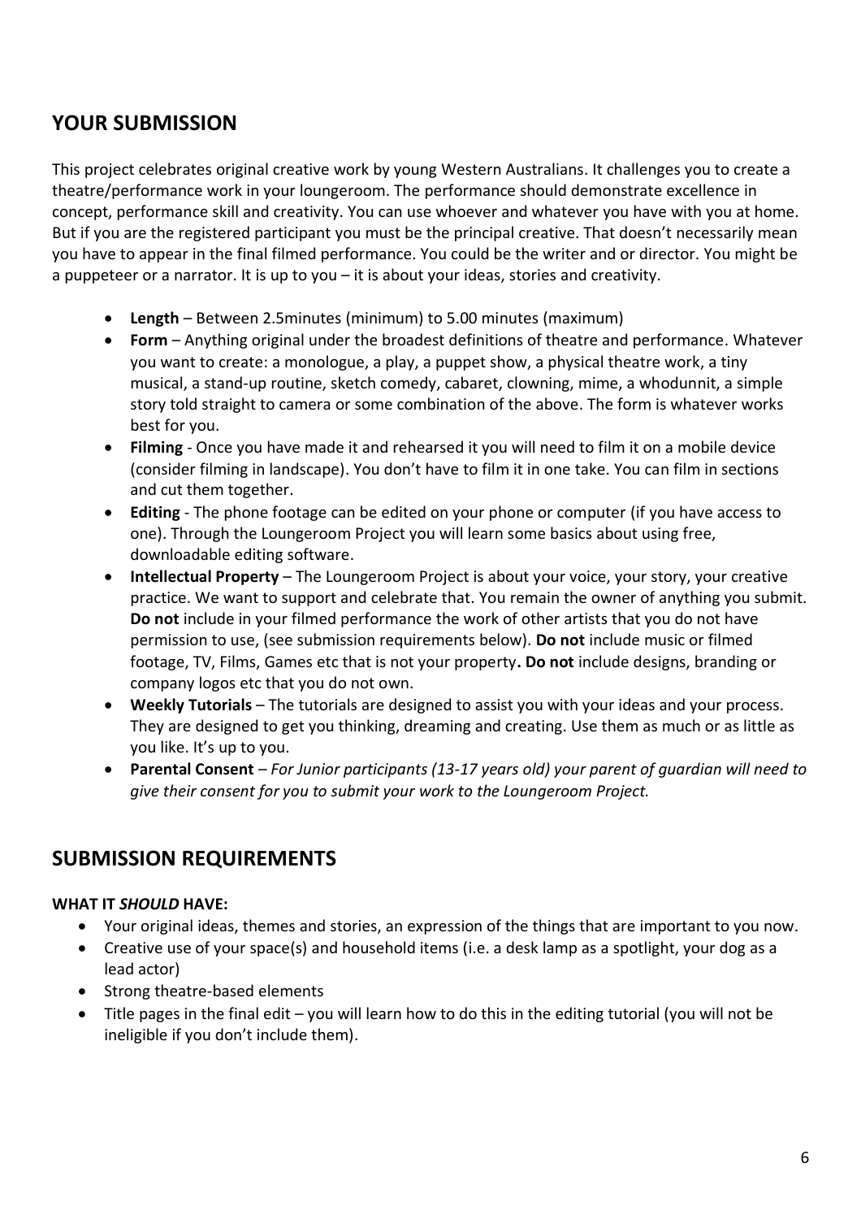## YOUR SUBMISSION

This project celebrates original creative work by young Western Australians. It challenges you to create a theatre/performance work in your loungeroom. The performance should demonstrate excellence in concept, performance skill and creativity. You can use whoever and whatever you have with you at home. But if you are the registered participant you must be the principal creative. That doesn't necessarily mean you have to appear in the final filmed performance. You could be the writer and or director. You might be a puppeteer or a narrator. It is up to you – it is about your ideas, stories and creativity.

- **Length** – Between 2.5minutes (minimum) to 5.00 minutes (maximum)
- **Form** – Anything original under the broadest definitions of theatre and performance. Whatever you want to create: a monologue, a play, a puppet show, a physical theatre work, a tiny musical, a stand-up routine, sketch comedy, cabaret, clowning, mime, a whodunnit, a simple story told straight to camera or some combination of the above. The form is whatever works best for you.
- **Filming** - Once you have made it and rehearsed it you will need to film it on a mobile device (consider filming in landscape). You don't have to film it in one take. You can film in sections and cut them together.
- **Editing** - The phone footage can be edited on your phone or computer (if you have access to one). Through the Loungeroom Project you will learn some basics about using free, downloadable editing software.
- **Intellectual Property** – The Loungeroom Project is about your voice, your story, your creative practice. We want to support and celebrate that. You remain the owner of anything you submit. **Do not** include in your filmed performance the work of other artists that you do not have permission to use, (see submission requirements below). **Do not** include music or filmed footage, TV, Films, Games etc that is not your property**. Do not** include designs, branding or company logos etc that you do not own.
- **Weekly Tutorials** – The tutorials are designed to assist you with your ideas and your process. They are designed to get you thinking, dreaming and creating. Use them as much or as little as you like. It's up to you.
- **Parental Consent** – *For Junior participants (13-17 years old) your parent of guardian will need to give their consent for you to submit your work to the Loungeroom Project.*

## SUBMISSION REQUIREMENTS

**WHAT IT *SHOULD* HAVE:**

- Your original ideas, themes and stories, an expression of the things that are important to you now.
- Creative use of your space(s) and household items (i.e. a desk lamp as a spotlight, your dog as a lead actor)
- Strong theatre-based elements
- Title pages in the final edit – you will learn how to do this in the editing tutorial (you will not be ineligible if you don't include them).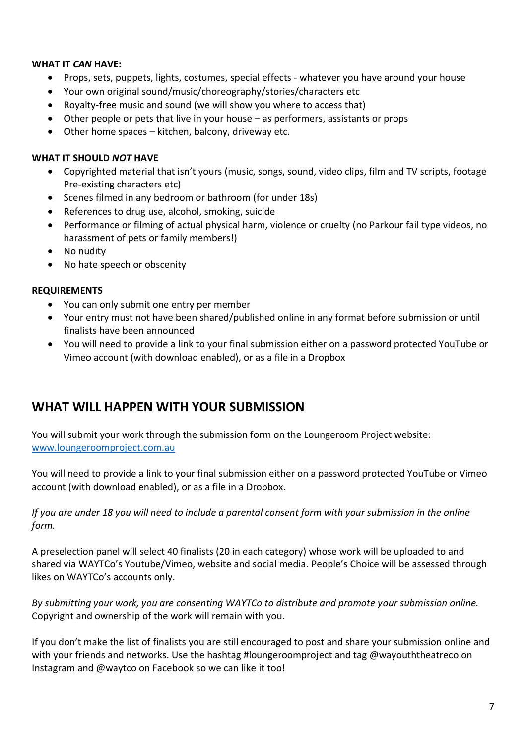**WHAT IT *CAN* HAVE:**

- Props, sets, puppets, lights, costumes, special effects - whatever you have around your house
- Your own original sound/music/choreography/stories/characters etc
- Royalty-free music and sound (we will show you where to access that)
- Other people or pets that live in your house – as performers, assistants or props
- Other home spaces – kitchen, balcony, driveway etc.

**WHAT IT SHOULD *NOT* HAVE**

- Copyrighted material that isn't yours (music, songs, sound, video clips, film and TV scripts, footage Pre-existing characters etc)
- Scenes filmed in any bedroom or bathroom (for under 18s)
- References to drug use, alcohol, smoking, suicide
- Performance or filming of actual physical harm, violence or cruelty (no Parkour fail type videos, no harassment of pets or family members!)
- No nudity
- No hate speech or obscenity

**REQUIREMENTS**

- You can only submit one entry per member
- Your entry must not have been shared/published online in any format before submission or until finalists have been announced
- You will need to provide a link to your final submission either on a password protected YouTube or Vimeo account (with download enabled), or as a file in a Dropbox

## WHAT WILL HAPPEN WITH YOUR SUBMISSION

You will submit your work through the submission form on the Loungeroom Project website: [www.loungeroomproject.com.au](http://www.loungeroomproject.com.au)

You will need to provide a link to your final submission either on a password protected YouTube or Vimeo account (with download enabled), or as a file in a Dropbox.

*If you are under 18 you will need to include a parental consent form with your submission in the online form.*

A preselection panel will select 40 finalists (20 in each category) whose work will be uploaded to and shared via WAYTCo's Youtube/Vimeo, website and social media. People's Choice will be assessed through likes on WAYTCo's accounts only.

*By submitting your work, you are consenting WAYTCo to distribute and promote your submission online.* Copyright and ownership of the work will remain with you.

If you don't make the list of finalists you are still encouraged to post and share your submission online and with your friends and networks. Use the hashtag #loungeroomproject and tag @wayouththeatreco on Instagram and @waytco on Facebook so we can like it too!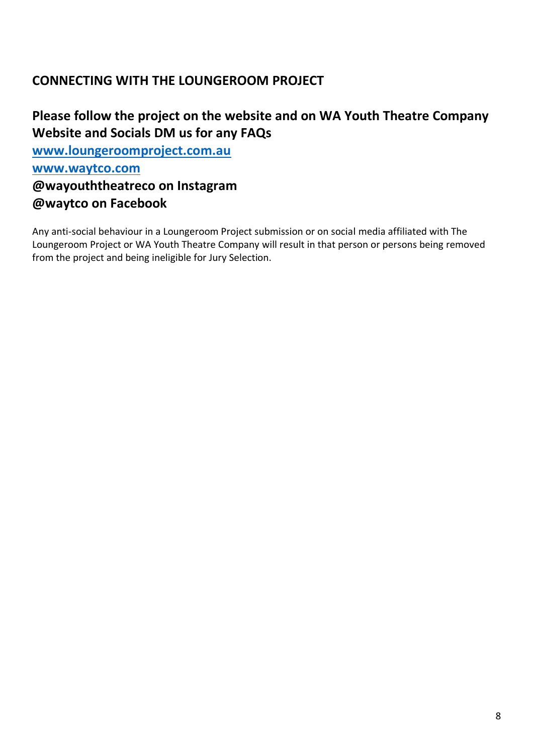## CONNECTING WITH THE LOUNGEROOM PROJECT

## Please follow the project on the website and on WA Youth Theatre Company Website and Socials DM us for any FAQs

**[www.loungeroomproject.com.au](http://www.loungeroomproject.com.au)**

**[www.waytco.com](http://www.waytco.com)**

**@wayouththeatreco on Instagram**

**@waytco on Facebook**

Any anti-social behaviour in a Loungeroom Project submission or on social media affiliated with The Loungeroom Project or WA Youth Theatre Company will result in that person or persons being removed from the project and being ineligible for Jury Selection.